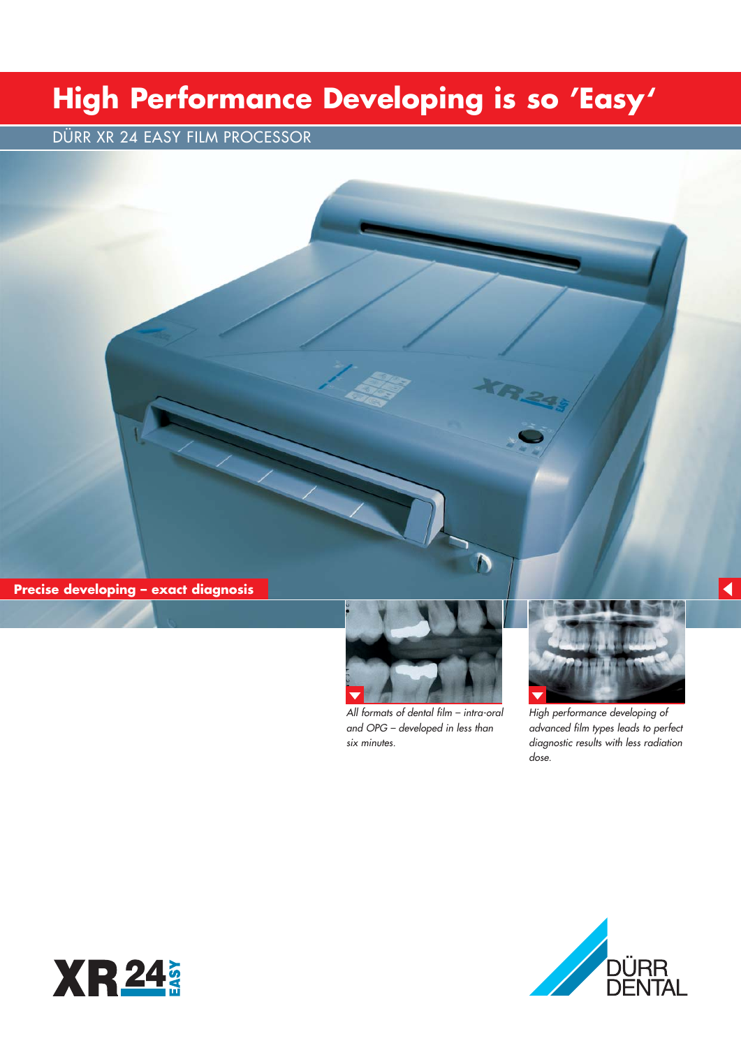# High Performance Developing is so 'Easy'

DÜRR XR 24 EASY FILM PROCESSOR

**Precise developing – exact diagnosis**

*All formats of dental film – intra-oral and OPG – developed in less than six minutes.*

*High performance developing of advanced film types leads to perfect diagnostic results with less radiation dose.*

XR 24 EASY

DÜRR DENTAL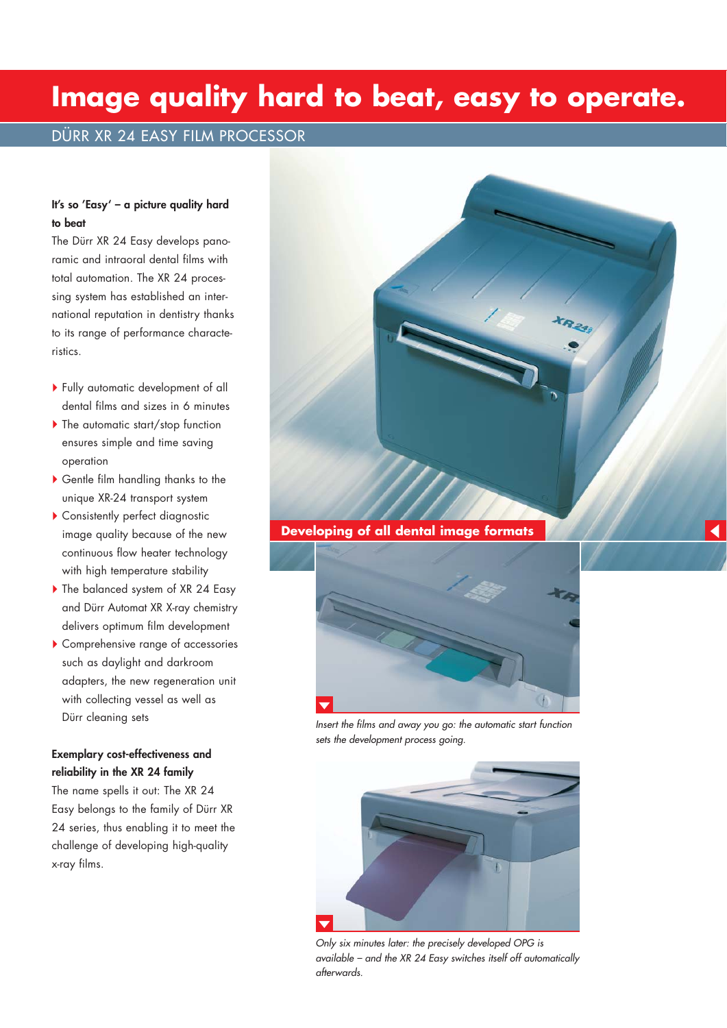# Image quality hard to beat, easy to operate.

## DÜRR XR 24 EASY FILM PROCESSOR

**It's so 'Easy' – a picture quality hard to beat**

The Dürr XR 24 Easy develops panoramic and intraoral dental films with total automation. The XR 24 processing system has established an international reputation in dentistry thanks to its range of performance characteristics.

- Fully automatic development of all dental films and sizes in 6 minutes
- The automatic start/stop function ensures simple and time saving operation
- Gentle film handling thanks to the unique XR-24 transport system
- Consistently perfect diagnostic image quality because of the new continuous flow heater technology with high temperature stability
- The balanced system of XR 24 Easy and Dürr Automat XR X-ray chemistry delivers optimum film development
- Comprehensive range of accessories such as daylight and darkroom adapters, the new regeneration unit with collecting vessel as well as Dürr cleaning sets

**Exemplary cost-effectiveness and reliability in the XR 24 family**

The name spells it out: The XR 24 Easy belongs to the family of Dürr XR 24 series, thus enabling it to meet the challenge of developing high-quality x-ray films.

**Developing of all dental image formats**

*Insert the films and away you go: the automatic start function sets the development process going.*

*Only six minutes later: the precisely developed OPG is available – and the XR 24 Easy switches itself off automatically afterwards.*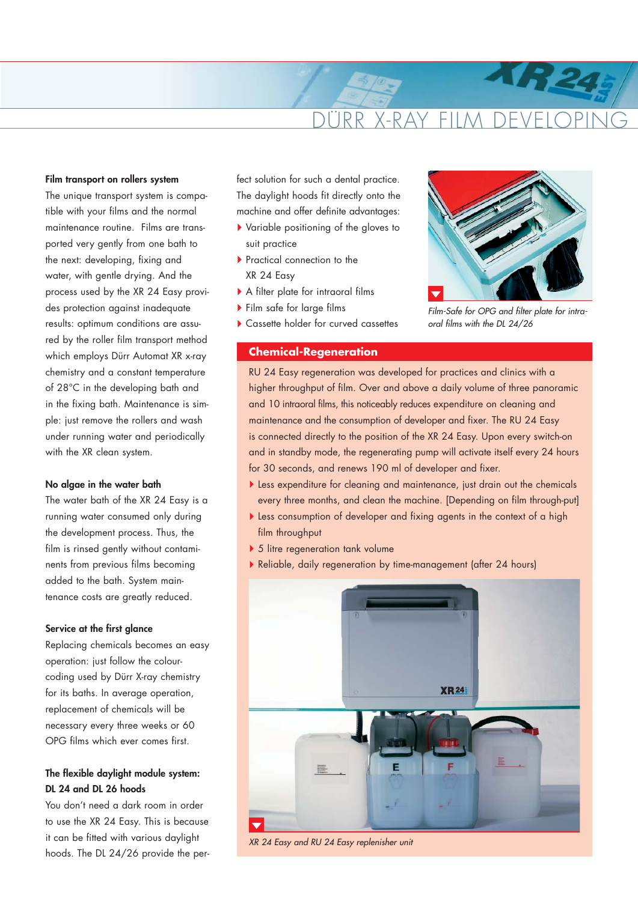# DÜRR X-RAY FILM DEVELOPING

### Film transport on rollers system

The unique transport system is compatible with your films and the normal maintenance routine. Films are transported very gently from one bath to the next: developing, fixing and water, with gentle drying. And the process used by the XR 24 Easy provides protection against inadequate results: optimum conditions are assured by the roller film transport method which employs Dürr Automat XR x-ray chemistry and a constant temperature of 28°C in the developing bath and in the fixing bath. Maintenance is simple: just remove the rollers and wash under running water and periodically with the XR clean system.

### No algae in the water bath

The water bath of the XR 24 Easy is a running water consumed only during the development process. Thus, the film is rinsed gently without contaminents from previous films becoming added to the bath. System maintenance costs are greatly reduced.

### Service at the first glance

Replacing chemicals becomes an easy operation: just follow the colour-coding used by Dürr X-ray chemistry for its baths. In average operation, replacement of chemicals will be necessary every three weeks or 60 OPG films which ever comes first.

### The flexible daylight module system: DL 24 and DL 26 hoods

You don't need a dark room in order to use the XR 24 Easy. This is because it can be fitted with various daylight hoods. The DL 24/26 provide the perfect solution for such a dental practice. The daylight hoods fit directly onto the machine and offer definite advantages:

- Variable positioning of the gloves to suit practice
- Practical connection to the XR 24 Easy
- A filter plate for intraoral films
- Film safe for large films
- Cassette holder for curved cassettes

*Film-Safe for OPG and filter plate for intraoral films with the DL 24/26*

## Chemical-Regeneration

RU 24 Easy regeneration was developed for practices and clinics with a higher throughput of film. Over and above a daily volume of three panoramic and 10 intraoral films, this noticeably reduces expenditure on cleaning and maintenance and the consumption of developer and fixer. The RU 24 Easy is connected directly to the position of the XR 24 Easy. Upon every switch-on and in standby mode, the regenerating pump will activate itself every 24 hours for 30 seconds, and renews 190 ml of developer and fixer.

- Less expenditure for cleaning and maintenance, just drain out the chemicals every three months, and clean the machine. [Depending on film through-put]
- Less consumption of developer and fixing agents in the context of a high film throughput
- 5 litre regeneration tank volume
- Reliable, daily regeneration by time-management (after 24 hours)

*XR 24 Easy and RU 24 Easy replenisher unit*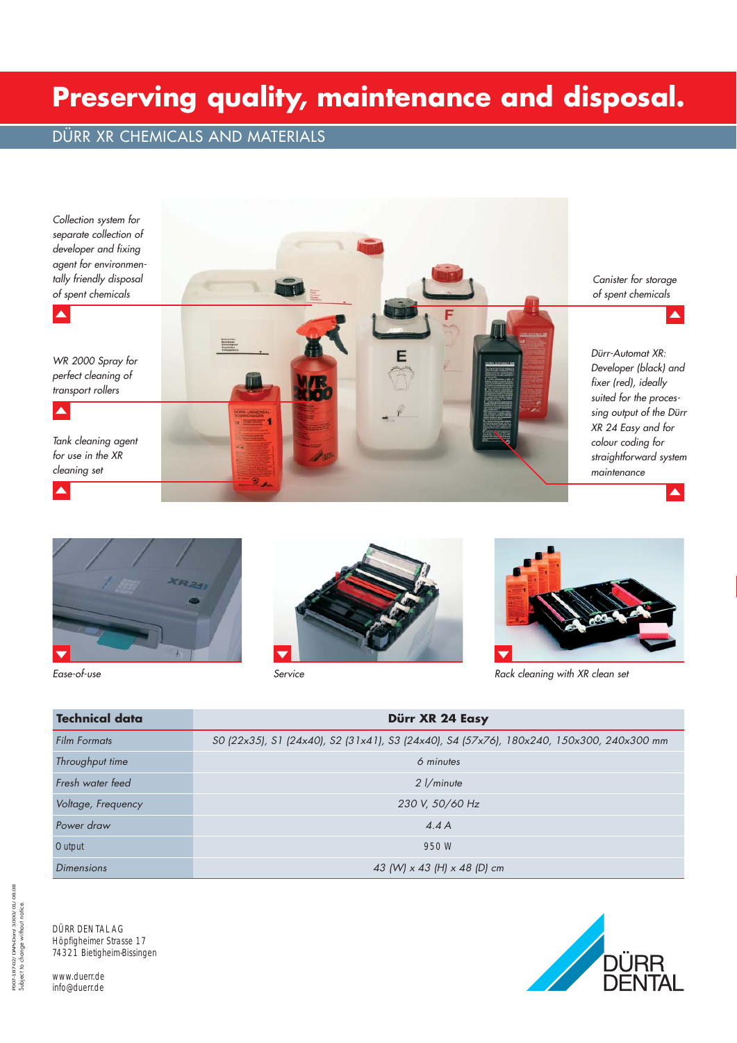# Preserving quality, maintenance and disposal.

## DÜRR XR CHEMICALS AND MATERIALS

*Collection system for separate collection of developer and fixing agent for environmentally friendly disposal of spent chemicals*

*WR 2000 Spray for perfect cleaning of transport rollers*

*Tank cleaning agent for use in the XR cleaning set*

*Canister for storage of spent chemicals*

*Dürr-Automat XR: Developer (black) and fixer (red), ideally suited for the processing output of the Dürr XR 24 Easy and for colour coding for straightforward system maintenance*

*Ease-of-use*

*Service*

*Rack cleaning with XR clean set*

| Technical data | Dürr XR 24 Easy |
|---|---|
| Film Formats | S0 (22x35), S1 (24x40), S2 (31x41), S3 (24x40), S4 (57x76), 180x240, 150x300, 240x300 mm |
| Throughput time | 6 minutes |
| Fresh water feed | 2 l/minute |
| Voltage, Frequency | 230 V, 50/60 Hz |
| Power draw | 4.4 A |
| Output | 950 W |
| Dimensions | 43 (W) x 43 (H) x 48 (D) cm |

DÜRR DENTAL AG
Höpfigheimer Strasse 17
74321 Bietigheim-Bissingen

www.duerr.de
info@duerr.de

P007-187-02/ DAPs-Durr/ 3000/ 03/ 08.08
Subject to change without notice.

DÜRR DENTAL